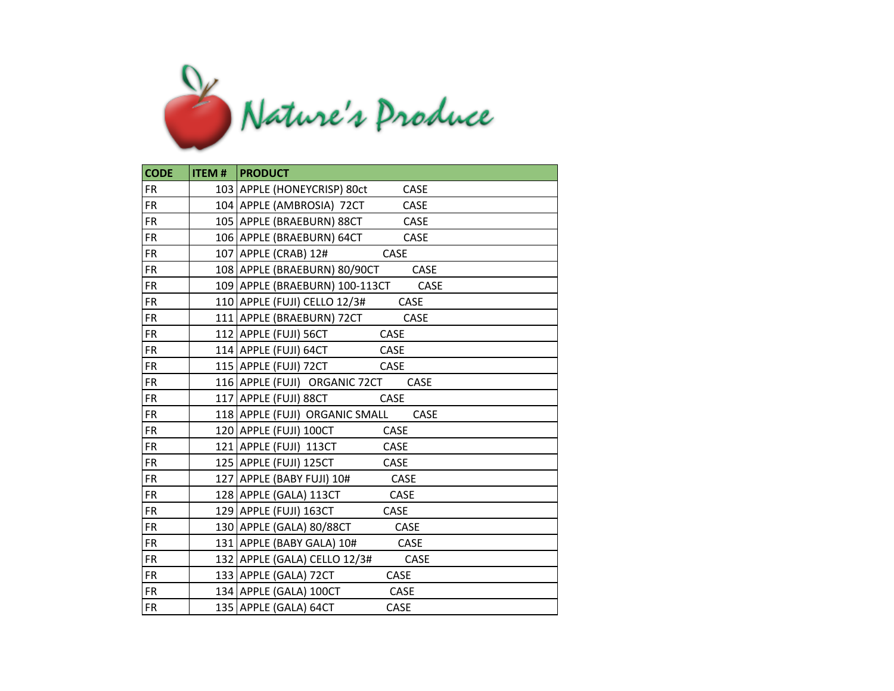# Nature's Produce

| CODE | ITEM # | PRODUCT |
|---|---|---|
| FR | 103 | APPLE (HONEYCRISP) 80ct CASE |
| FR | 104 | APPLE (AMBROSIA) 72CT CASE |
| FR | 105 | APPLE (BRAEBURN) 88CT CASE |
| FR | 106 | APPLE (BRAEBURN) 64CT CASE |
| FR | 107 | APPLE (CRAB) 12# CASE |
| FR | 108 | APPLE (BRAEBURN) 80/90CT CASE |
| FR | 109 | APPLE (BRAEBURN) 100-113CT CASE |
| FR | 110 | APPLE (FUJI) CELLO 12/3# CASE |
| FR | 111 | APPLE (BRAEBURN) 72CT CASE |
| FR | 112 | APPLE (FUJI) 56CT CASE |
| FR | 114 | APPLE (FUJI) 64CT CASE |
| FR | 115 | APPLE (FUJI) 72CT CASE |
| FR | 116 | APPLE (FUJI) ORGANIC 72CT CASE |
| FR | 117 | APPLE (FUJI) 88CT CASE |
| FR | 118 | APPLE (FUJI) ORGANIC SMALL CASE |
| FR | 120 | APPLE (FUJI) 100CT CASE |
| FR | 121 | APPLE (FUJI) 113CT CASE |
| FR | 125 | APPLE (FUJI) 125CT CASE |
| FR | 127 | APPLE (BABY FUJI) 10# CASE |
| FR | 128 | APPLE (GALA) 113CT CASE |
| FR | 129 | APPLE (FUJI) 163CT CASE |
| FR | 130 | APPLE (GALA) 80/88CT CASE |
| FR | 131 | APPLE (BABY GALA) 10# CASE |
| FR | 132 | APPLE (GALA) CELLO 12/3# CASE |
| FR | 133 | APPLE (GALA) 72CT CASE |
| FR | 134 | APPLE (GALA) 100CT CASE |
| FR | 135 | APPLE (GALA) 64CT CASE |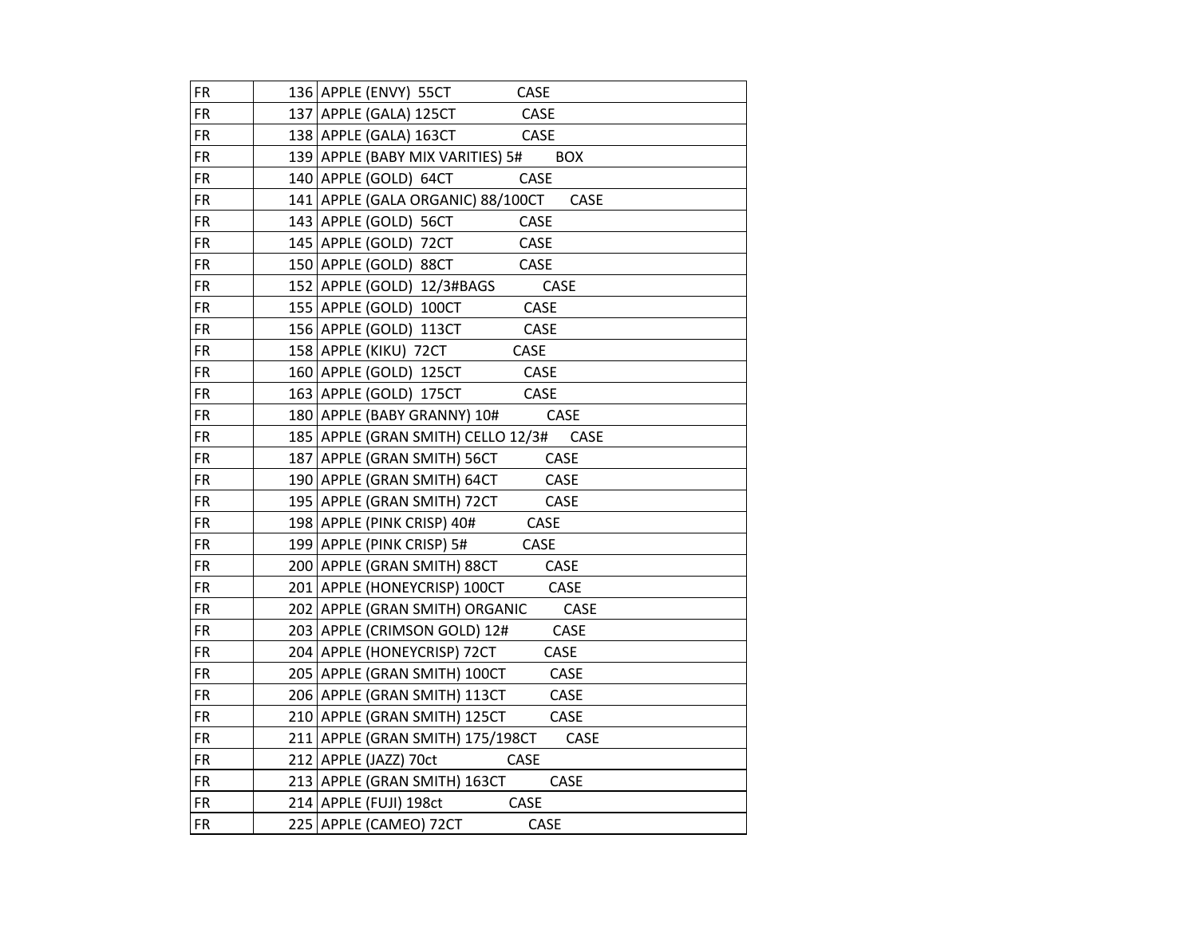| | | |
|---|---|---|
| FR | 136 | APPLE (ENVY) 55CT CASE |
| FR | 137 | APPLE (GALA) 125CT CASE |
| FR | 138 | APPLE (GALA) 163CT CASE |
| FR | 139 | APPLE (BABY MIX VARITIES) 5# BOX |
| FR | 140 | APPLE (GOLD) 64CT CASE |
| FR | 141 | APPLE (GALA ORGANIC) 88/100CT CASE |
| FR | 143 | APPLE (GOLD) 56CT CASE |
| FR | 145 | APPLE (GOLD) 72CT CASE |
| FR | 150 | APPLE (GOLD) 88CT CASE |
| FR | 152 | APPLE (GOLD) 12/3#BAGS CASE |
| FR | 155 | APPLE (GOLD) 100CT CASE |
| FR | 156 | APPLE (GOLD) 113CT CASE |
| FR | 158 | APPLE (KIKU) 72CT CASE |
| FR | 160 | APPLE (GOLD) 125CT CASE |
| FR | 163 | APPLE (GOLD) 175CT CASE |
| FR | 180 | APPLE (BABY GRANNY) 10# CASE |
| FR | 185 | APPLE (GRAN SMITH) CELLO 12/3# CASE |
| FR | 187 | APPLE (GRAN SMITH) 56CT CASE |
| FR | 190 | APPLE (GRAN SMITH) 64CT CASE |
| FR | 195 | APPLE (GRAN SMITH) 72CT CASE |
| FR | 198 | APPLE (PINK CRISP) 40# CASE |
| FR | 199 | APPLE (PINK CRISP) 5# CASE |
| FR | 200 | APPLE (GRAN SMITH) 88CT CASE |
| FR | 201 | APPLE (HONEYCRISP) 100CT CASE |
| FR | 202 | APPLE (GRAN SMITH) ORGANIC CASE |
| FR | 203 | APPLE (CRIMSON GOLD) 12# CASE |
| FR | 204 | APPLE (HONEYCRISP) 72CT CASE |
| FR | 205 | APPLE (GRAN SMITH) 100CT CASE |
| FR | 206 | APPLE (GRAN SMITH) 113CT CASE |
| FR | 210 | APPLE (GRAN SMITH) 125CT CASE |
| FR | 211 | APPLE (GRAN SMITH) 175/198CT CASE |
| FR | 212 | APPLE (JAZZ) 70ct CASE |
| FR | 213 | APPLE (GRAN SMITH) 163CT CASE |
| FR | 214 | APPLE (FUJI) 198ct CASE |
| FR | 225 | APPLE (CAMEO) 72CT CASE |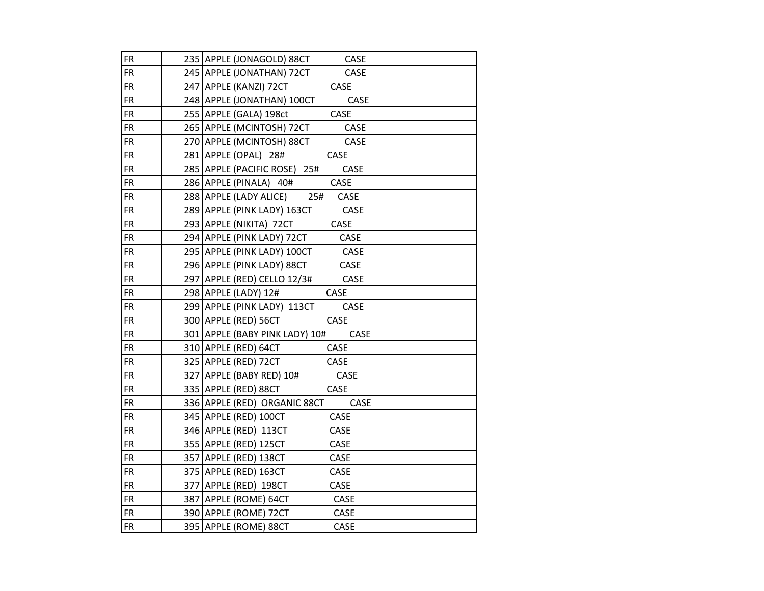| | | |
|---|---|---|
| FR | 235 | APPLE (JONAGOLD) 88CT CASE |
| FR | 245 | APPLE (JONATHAN) 72CT CASE |
| FR | 247 | APPLE (KANZI) 72CT CASE |
| FR | 248 | APPLE (JONATHAN) 100CT CASE |
| FR | 255 | APPLE (GALA) 198ct CASE |
| FR | 265 | APPLE (MCINTOSH) 72CT CASE |
| FR | 270 | APPLE (MCINTOSH) 88CT CASE |
| FR | 281 | APPLE (OPAL) 28# CASE |
| FR | 285 | APPLE (PACIFIC ROSE) 25# CASE |
| FR | 286 | APPLE (PINALA) 40# CASE |
| FR | 288 | APPLE (LADY ALICE) 25# CASE |
| FR | 289 | APPLE (PINK LADY) 163CT CASE |
| FR | 293 | APPLE (NIKITA) 72CT CASE |
| FR | 294 | APPLE (PINK LADY) 72CT CASE |
| FR | 295 | APPLE (PINK LADY) 100CT CASE |
| FR | 296 | APPLE (PINK LADY) 88CT CASE |
| FR | 297 | APPLE (RED) CELLO 12/3# CASE |
| FR | 298 | APPLE (LADY) 12# CASE |
| FR | 299 | APPLE (PINK LADY) 113CT CASE |
| FR | 300 | APPLE (RED) 56CT CASE |
| FR | 301 | APPLE (BABY PINK LADY) 10# CASE |
| FR | 310 | APPLE (RED) 64CT CASE |
| FR | 325 | APPLE (RED) 72CT CASE |
| FR | 327 | APPLE (BABY RED) 10# CASE |
| FR | 335 | APPLE (RED) 88CT CASE |
| FR | 336 | APPLE (RED) ORGANIC 88CT CASE |
| FR | 345 | APPLE (RED) 100CT CASE |
| FR | 346 | APPLE (RED) 113CT CASE |
| FR | 355 | APPLE (RED) 125CT CASE |
| FR | 357 | APPLE (RED) 138CT CASE |
| FR | 375 | APPLE (RED) 163CT CASE |
| FR | 377 | APPLE (RED) 198CT CASE |
| FR | 387 | APPLE (ROME) 64CT CASE |
| FR | 390 | APPLE (ROME) 72CT CASE |
| FR | 395 | APPLE (ROME) 88CT CASE |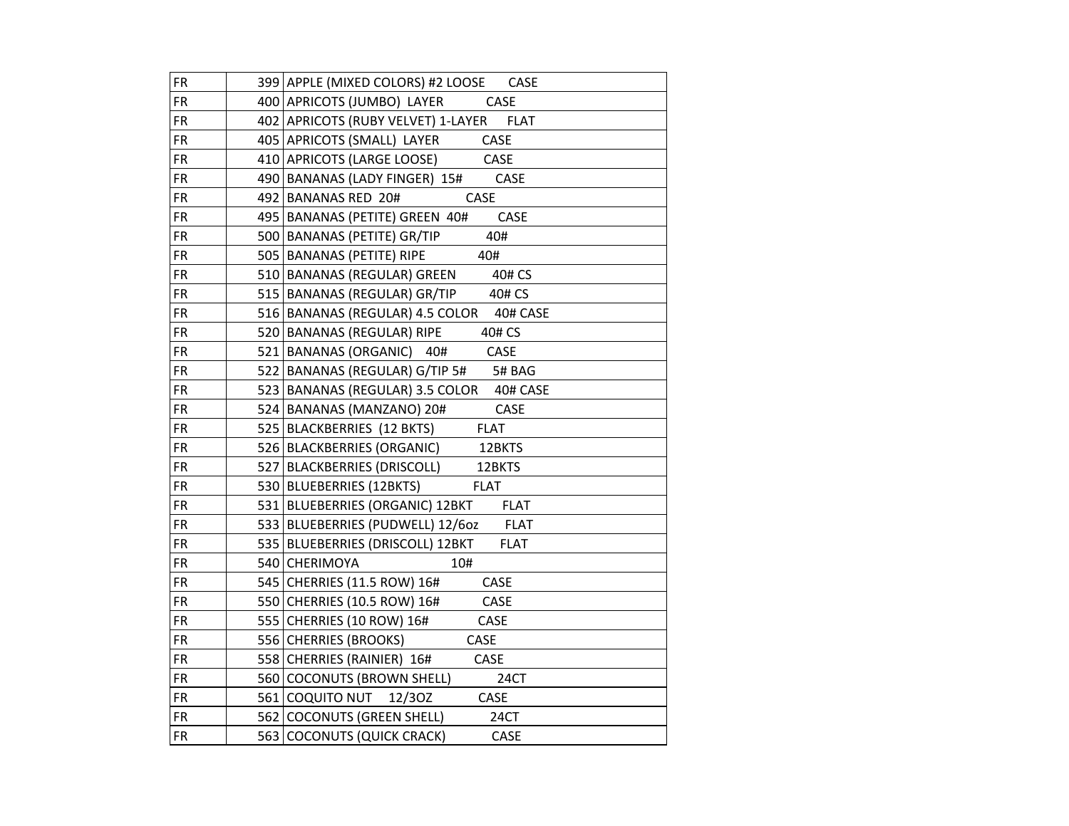| | | |
|---|---|---|
| FR | 399 | APPLE (MIXED COLORS) #2 LOOSE CASE |
| FR | 400 | APRICOTS (JUMBO) LAYER CASE |
| FR | 402 | APRICOTS (RUBY VELVET) 1-LAYER FLAT |
| FR | 405 | APRICOTS (SMALL) LAYER CASE |
| FR | 410 | APRICOTS (LARGE LOOSE) CASE |
| FR | 490 | BANANAS (LADY FINGER) 15# CASE |
| FR | 492 | BANANAS RED 20# CASE |
| FR | 495 | BANANAS (PETITE) GREEN 40# CASE |
| FR | 500 | BANANAS (PETITE) GR/TIP 40# |
| FR | 505 | BANANAS (PETITE) RIPE 40# |
| FR | 510 | BANANAS (REGULAR) GREEN 40# CS |
| FR | 515 | BANANAS (REGULAR) GR/TIP 40# CS |
| FR | 516 | BANANAS (REGULAR) 4.5 COLOR 40# CASE |
| FR | 520 | BANANAS (REGULAR) RIPE 40# CS |
| FR | 521 | BANANAS (ORGANIC) 40# CASE |
| FR | 522 | BANANAS (REGULAR) G/TIP 5# 5# BAG |
| FR | 523 | BANANAS (REGULAR) 3.5 COLOR 40# CASE |
| FR | 524 | BANANAS (MANZANO) 20# CASE |
| FR | 525 | BLACKBERRIES (12 BKTS) FLAT |
| FR | 526 | BLACKBERRIES (ORGANIC) 12BKTS |
| FR | 527 | BLACKBERRIES (DRISCOLL) 12BKTS |
| FR | 530 | BLUEBERRIES (12BKTS) FLAT |
| FR | 531 | BLUEBERRIES (ORGANIC) 12BKT FLAT |
| FR | 533 | BLUEBERRIES (PUDWELL) 12/6oz FLAT |
| FR | 535 | BLUEBERRIES (DRISCOLL) 12BKT FLAT |
| FR | 540 | CHERIMOYA 10# |
| FR | 545 | CHERRIES (11.5 ROW) 16# CASE |
| FR | 550 | CHERRIES (10.5 ROW) 16# CASE |
| FR | 555 | CHERRIES (10 ROW) 16# CASE |
| FR | 556 | CHERRIES (BROOKS) CASE |
| FR | 558 | CHERRIES (RAINIER) 16# CASE |
| FR | 560 | COCONUTS (BROWN SHELL) 24CT |
| FR | 561 | COQUITO NUT 12/3OZ CASE |
| FR | 562 | COCONUTS (GREEN SHELL) 24CT |
| FR | 563 | COCONUTS (QUICK CRACK) CASE |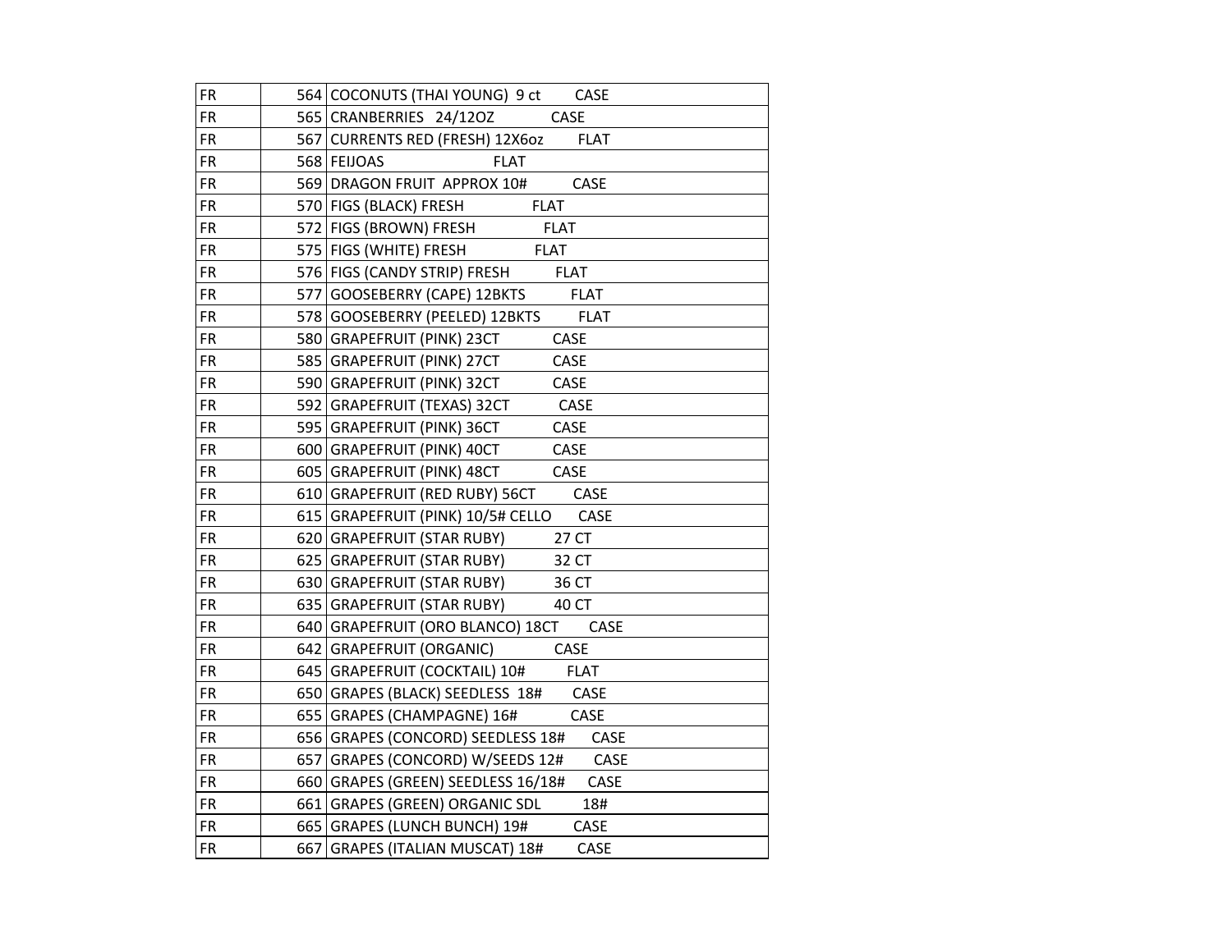| | | | |
|---|---|---|---|
| FR | | 564 | COCONUTS (THAI YOUNG) 9 ct CASE |
| FR | | 565 | CRANBERRIES 24/12OZ CASE |
| FR | | 567 | CURRENTS RED (FRESH) 12X6oz FLAT |
| FR | | 568 | FEIJOAS FLAT |
| FR | | 569 | DRAGON FRUIT APPROX 10# CASE |
| FR | | 570 | FIGS (BLACK) FRESH FLAT |
| FR | | 572 | FIGS (BROWN) FRESH FLAT |
| FR | | 575 | FIGS (WHITE) FRESH FLAT |
| FR | | 576 | FIGS (CANDY STRIP) FRESH FLAT |
| FR | | 577 | GOOSEBERRY (CAPE) 12BKTS FLAT |
| FR | | 578 | GOOSEBERRY (PEELED) 12BKTS FLAT |
| FR | | 580 | GRAPEFRUIT (PINK) 23CT CASE |
| FR | | 585 | GRAPEFRUIT (PINK) 27CT CASE |
| FR | | 590 | GRAPEFRUIT (PINK) 32CT CASE |
| FR | | 592 | GRAPEFRUIT (TEXAS) 32CT CASE |
| FR | | 595 | GRAPEFRUIT (PINK) 36CT CASE |
| FR | | 600 | GRAPEFRUIT (PINK) 40CT CASE |
| FR | | 605 | GRAPEFRUIT (PINK) 48CT CASE |
| FR | | 610 | GRAPEFRUIT (RED RUBY) 56CT CASE |
| FR | | 615 | GRAPEFRUIT (PINK) 10/5# CELLO CASE |
| FR | | 620 | GRAPEFRUIT (STAR RUBY) 27 CT |
| FR | | 625 | GRAPEFRUIT (STAR RUBY) 32 CT |
| FR | | 630 | GRAPEFRUIT (STAR RUBY) 36 CT |
| FR | | 635 | GRAPEFRUIT (STAR RUBY) 40 CT |
| FR | | 640 | GRAPEFRUIT (ORO BLANCO) 18CT CASE |
| FR | | 642 | GRAPEFRUIT (ORGANIC) CASE |
| FR | | 645 | GRAPEFRUIT (COCKTAIL) 10# FLAT |
| FR | | 650 | GRAPES (BLACK) SEEDLESS 18# CASE |
| FR | | 655 | GRAPES (CHAMPAGNE) 16# CASE |
| FR | | 656 | GRAPES (CONCORD) SEEDLESS 18# CASE |
| FR | | 657 | GRAPES (CONCORD) W/SEEDS 12# CASE |
| FR | | 660 | GRAPES (GREEN) SEEDLESS 16/18# CASE |
| FR | | 661 | GRAPES (GREEN) ORGANIC SDL 18# |
| FR | | 665 | GRAPES (LUNCH BUNCH) 19# CASE |
| FR | | 667 | GRAPES (ITALIAN MUSCAT) 18# CASE |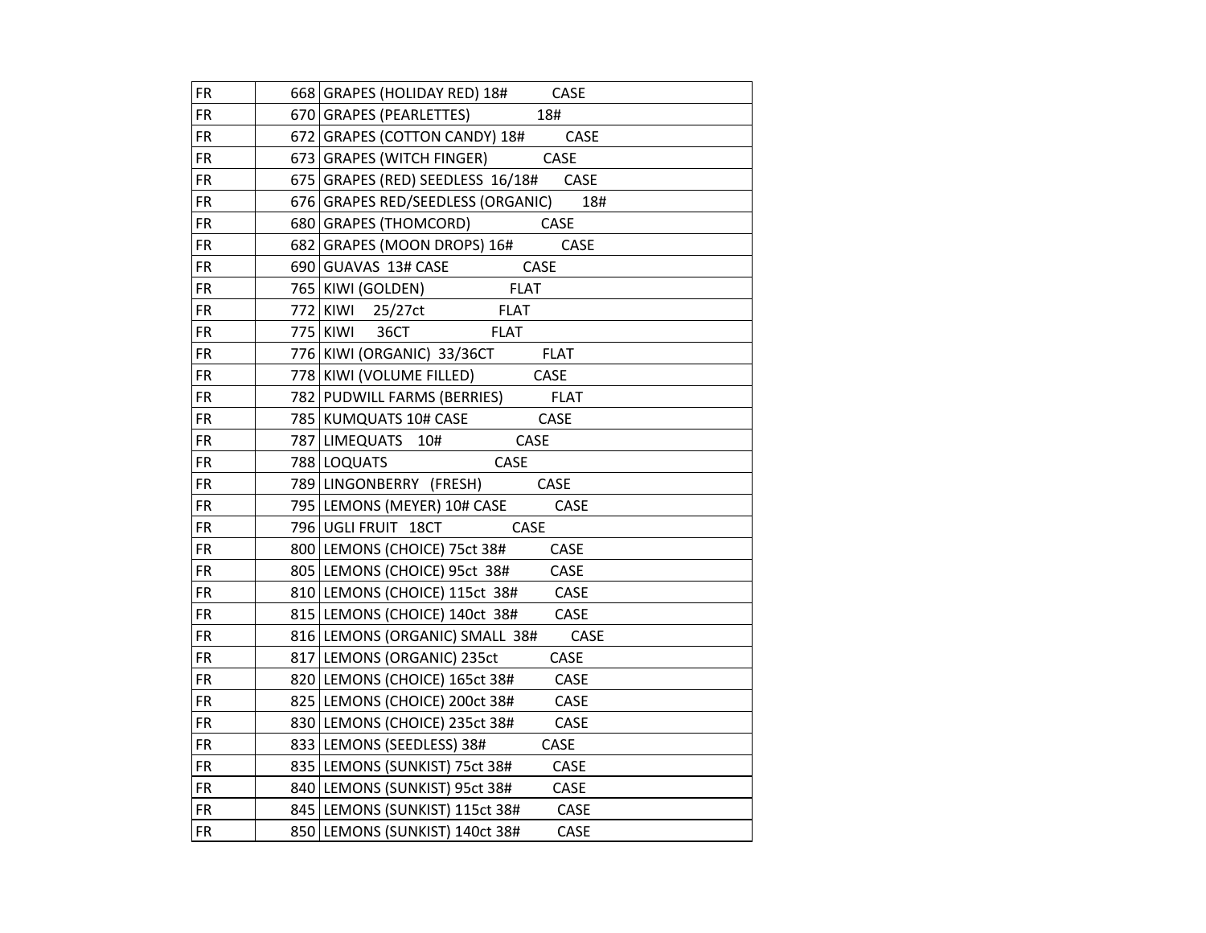| | | |
|---|---|---|
| FR | 668 | GRAPES (HOLIDAY RED) 18# CASE |
| FR | 670 | GRAPES (PEARLETTES) 18# |
| FR | 672 | GRAPES (COTTON CANDY) 18# CASE |
| FR | 673 | GRAPES (WITCH FINGER) CASE |
| FR | 675 | GRAPES (RED) SEEDLESS 16/18# CASE |
| FR | 676 | GRAPES RED/SEEDLESS (ORGANIC) 18# |
| FR | 680 | GRAPES (THOMCORD) CASE |
| FR | 682 | GRAPES (MOON DROPS) 16# CASE |
| FR | 690 | GUAVAS 13# CASE CASE |
| FR | 765 | KIWI (GOLDEN) FLAT |
| FR | 772 | KIWI 25/27ct FLAT |
| FR | 775 | KIWI 36CT FLAT |
| FR | 776 | KIWI (ORGANIC) 33/36CT FLAT |
| FR | 778 | KIWI (VOLUME FILLED) CASE |
| FR | 782 | PUDWILL FARMS (BERRIES) FLAT |
| FR | 785 | KUMQUATS 10# CASE CASE |
| FR | 787 | LIMEQUATS 10# CASE |
| FR | 788 | LOQUATS CASE |
| FR | 789 | LINGONBERRY (FRESH) CASE |
| FR | 795 | LEMONS (MEYER) 10# CASE CASE |
| FR | 796 | UGLI FRUIT 18CT CASE |
| FR | 800 | LEMONS (CHOICE) 75ct 38# CASE |
| FR | 805 | LEMONS (CHOICE) 95ct 38# CASE |
| FR | 810 | LEMONS (CHOICE) 115ct 38# CASE |
| FR | 815 | LEMONS (CHOICE) 140ct 38# CASE |
| FR | 816 | LEMONS (ORGANIC) SMALL 38# CASE |
| FR | 817 | LEMONS (ORGANIC) 235ct CASE |
| FR | 820 | LEMONS (CHOICE) 165ct 38# CASE |
| FR | 825 | LEMONS (CHOICE) 200ct 38# CASE |
| FR | 830 | LEMONS (CHOICE) 235ct 38# CASE |
| FR | 833 | LEMONS (SEEDLESS) 38# CASE |
| FR | 835 | LEMONS (SUNKIST) 75ct 38# CASE |
| FR | 840 | LEMONS (SUNKIST) 95ct 38# CASE |
| FR | 845 | LEMONS (SUNKIST) 115ct 38# CASE |
| FR | 850 | LEMONS (SUNKIST) 140ct 38# CASE |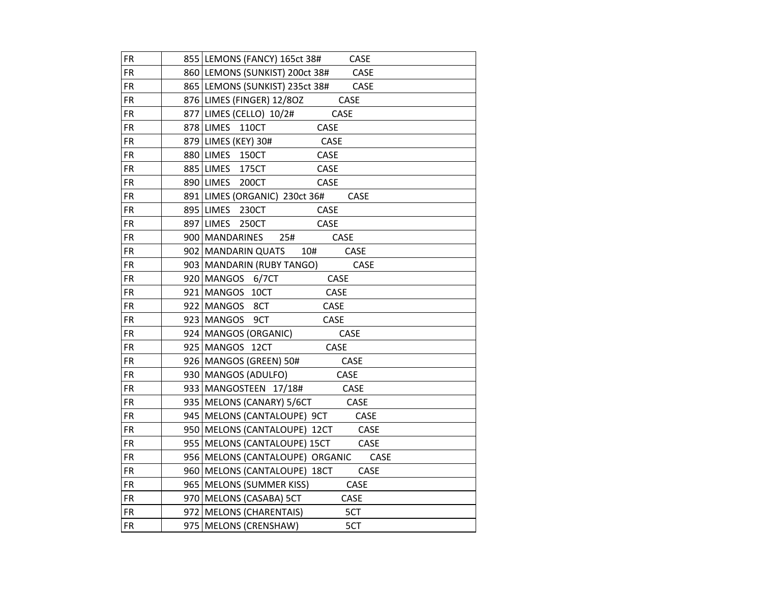| | | | |
|---|---|---|---|
| FR | | 855 | LEMONS (FANCY) 165ct 38# CASE |
| FR | | 860 | LEMONS (SUNKIST) 200ct 38# CASE |
| FR | | 865 | LEMONS (SUNKIST) 235ct 38# CASE |
| FR | | 876 | LIMES (FINGER) 12/8OZ CASE |
| FR | | 877 | LIMES (CELLO) 10/2# CASE |
| FR | | 878 | LIMES 110CT CASE |
| FR | | 879 | LIMES (KEY) 30# CASE |
| FR | | 880 | LIMES 150CT CASE |
| FR | | 885 | LIMES 175CT CASE |
| FR | | 890 | LIMES 200CT CASE |
| FR | | 891 | LIMES (ORGANIC) 230ct 36# CASE |
| FR | | 895 | LIMES 230CT CASE |
| FR | | 897 | LIMES 250CT CASE |
| FR | | 900 | MANDARINES 25# CASE |
| FR | | 902 | MANDARIN QUATS 10# CASE |
| FR | | 903 | MANDARIN (RUBY TANGO) CASE |
| FR | | 920 | MANGOS 6/7CT CASE |
| FR | | 921 | MANGOS 10CT CASE |
| FR | | 922 | MANGOS 8CT CASE |
| FR | | 923 | MANGOS 9CT CASE |
| FR | | 924 | MANGOS (ORGANIC) CASE |
| FR | | 925 | MANGOS 12CT CASE |
| FR | | 926 | MANGOS (GREEN) 50# CASE |
| FR | | 930 | MANGOS (ADULFO) CASE |
| FR | | 933 | MANGOSTEEN 17/18# CASE |
| FR | | 935 | MELONS (CANARY) 5/6CT CASE |
| FR | | 945 | MELONS (CANTALOUPE) 9CT CASE |
| FR | | 950 | MELONS (CANTALOUPE) 12CT CASE |
| FR | | 955 | MELONS (CANTALOUPE) 15CT CASE |
| FR | | 956 | MELONS (CANTALOUPE) ORGANIC CASE |
| FR | | 960 | MELONS (CANTALOUPE) 18CT CASE |
| FR | | 965 | MELONS (SUMMER KISS) CASE |
| FR | | 970 | MELONS (CASABA) 5CT CASE |
| FR | | 972 | MELONS (CHARENTAIS) 5CT |
| FR | | 975 | MELONS (CRENSHAW) 5CT |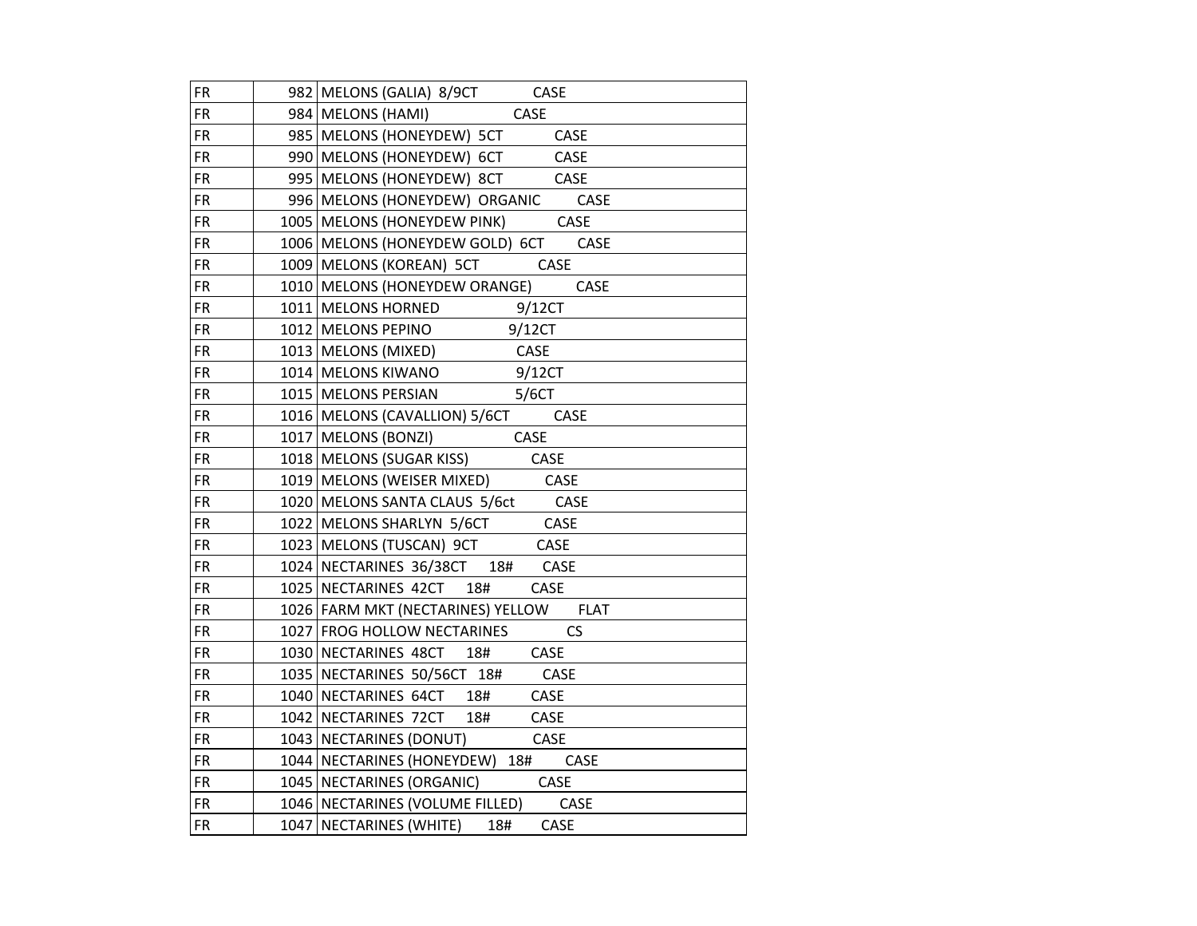| | | |
|---|---|---|
| FR | 982 | MELONS (GALIA) 8/9CT CASE |
| FR | 984 | MELONS (HAMI) CASE |
| FR | 985 | MELONS (HONEYDEW) 5CT CASE |
| FR | 990 | MELONS (HONEYDEW) 6CT CASE |
| FR | 995 | MELONS (HONEYDEW) 8CT CASE |
| FR | 996 | MELONS (HONEYDEW) ORGANIC CASE |
| FR | 1005 | MELONS (HONEYDEW PINK) CASE |
| FR | 1006 | MELONS (HONEYDEW GOLD) 6CT CASE |
| FR | 1009 | MELONS (KOREAN) 5CT CASE |
| FR | 1010 | MELONS (HONEYDEW ORANGE) CASE |
| FR | 1011 | MELONS HORNED 9/12CT |
| FR | 1012 | MELONS PEPINO 9/12CT |
| FR | 1013 | MELONS (MIXED) CASE |
| FR | 1014 | MELONS KIWANO 9/12CT |
| FR | 1015 | MELONS PERSIAN 5/6CT |
| FR | 1016 | MELONS (CAVALLION) 5/6CT CASE |
| FR | 1017 | MELONS (BONZI) CASE |
| FR | 1018 | MELONS (SUGAR KISS) CASE |
| FR | 1019 | MELONS (WEISER MIXED) CASE |
| FR | 1020 | MELONS SANTA CLAUS 5/6ct CASE |
| FR | 1022 | MELONS SHARLYN 5/6CT CASE |
| FR | 1023 | MELONS (TUSCAN) 9CT CASE |
| FR | 1024 | NECTARINES 36/38CT 18# CASE |
| FR | 1025 | NECTARINES 42CT 18# CASE |
| FR | 1026 | FARM MKT (NECTARINES) YELLOW FLAT |
| FR | 1027 | FROG HOLLOW NECTARINES CS |
| FR | 1030 | NECTARINES 48CT 18# CASE |
| FR | 1035 | NECTARINES 50/56CT 18# CASE |
| FR | 1040 | NECTARINES 64CT 18# CASE |
| FR | 1042 | NECTARINES 72CT 18# CASE |
| FR | 1043 | NECTARINES (DONUT) CASE |
| FR | 1044 | NECTARINES (HONEYDEW) 18# CASE |
| FR | 1045 | NECTARINES (ORGANIC) CASE |
| FR | 1046 | NECTARINES (VOLUME FILLED) CASE |
| FR | 1047 | NECTARINES (WHITE) 18# CASE |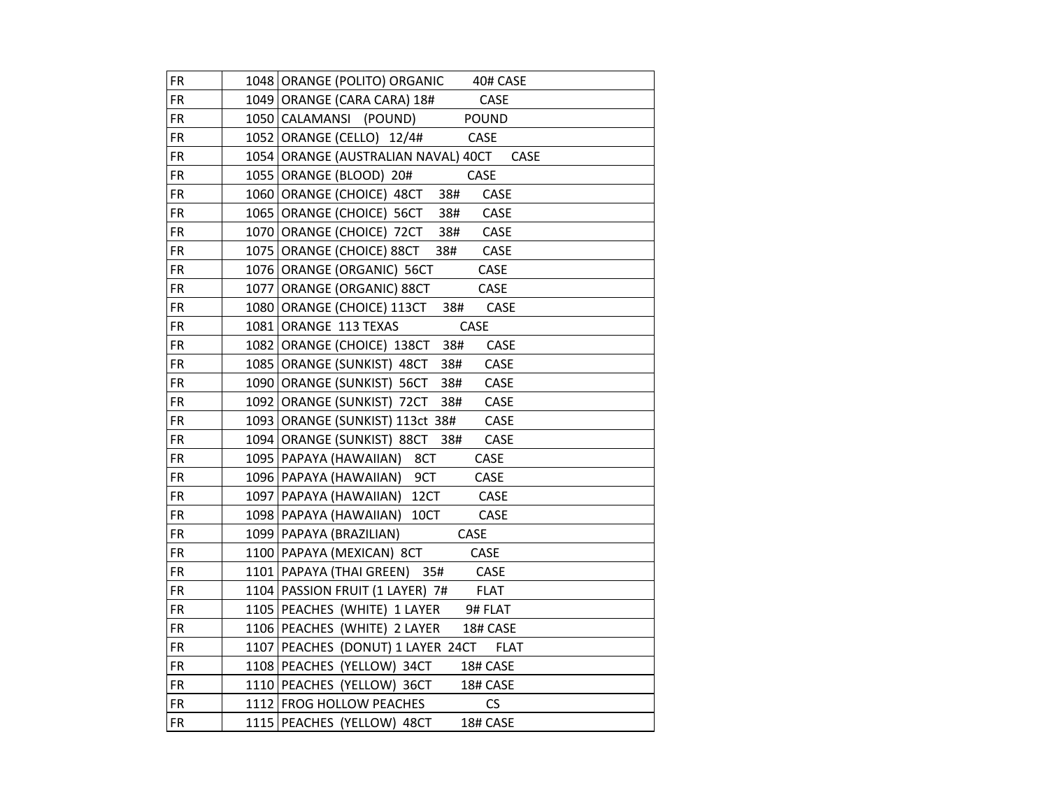| | | |
|---|---|---|
| FR | 1048 | ORANGE (POLITO) ORGANIC 40# CASE |
| FR | 1049 | ORANGE (CARA CARA) 18# CASE |
| FR | 1050 | CALAMANSI (POUND) POUND |
| FR | 1052 | ORANGE (CELLO) 12/4# CASE |
| FR | 1054 | ORANGE (AUSTRALIAN NAVAL) 40CT CASE |
| FR | 1055 | ORANGE (BLOOD) 20# CASE |
| FR | 1060 | ORANGE (CHOICE) 48CT 38# CASE |
| FR | 1065 | ORANGE (CHOICE) 56CT 38# CASE |
| FR | 1070 | ORANGE (CHOICE) 72CT 38# CASE |
| FR | 1075 | ORANGE (CHOICE) 88CT 38# CASE |
| FR | 1076 | ORANGE (ORGANIC) 56CT CASE |
| FR | 1077 | ORANGE (ORGANIC) 88CT CASE |
| FR | 1080 | ORANGE (CHOICE) 113CT 38# CASE |
| FR | 1081 | ORANGE 113 TEXAS CASE |
| FR | 1082 | ORANGE (CHOICE) 138CT 38# CASE |
| FR | 1085 | ORANGE (SUNKIST) 48CT 38# CASE |
| FR | 1090 | ORANGE (SUNKIST) 56CT 38# CASE |
| FR | 1092 | ORANGE (SUNKIST) 72CT 38# CASE |
| FR | 1093 | ORANGE (SUNKIST) 113ct 38# CASE |
| FR | 1094 | ORANGE (SUNKIST) 88CT 38# CASE |
| FR | 1095 | PAPAYA (HAWAIIAN) 8CT CASE |
| FR | 1096 | PAPAYA (HAWAIIAN) 9CT CASE |
| FR | 1097 | PAPAYA (HAWAIIAN) 12CT CASE |
| FR | 1098 | PAPAYA (HAWAIIAN) 10CT CASE |
| FR | 1099 | PAPAYA (BRAZILIAN) CASE |
| FR | 1100 | PAPAYA (MEXICAN) 8CT CASE |
| FR | 1101 | PAPAYA (THAI GREEN) 35# CASE |
| FR | 1104 | PASSION FRUIT (1 LAYER) 7# FLAT |
| FR | 1105 | PEACHES (WHITE) 1 LAYER 9# FLAT |
| FR | 1106 | PEACHES (WHITE) 2 LAYER 18# CASE |
| FR | 1107 | PEACHES (DONUT) 1 LAYER 24CT FLAT |
| FR | 1108 | PEACHES (YELLOW) 34CT 18# CASE |
| FR | 1110 | PEACHES (YELLOW) 36CT 18# CASE |
| FR | 1112 | FROG HOLLOW PEACHES CS |
| FR | 1115 | PEACHES (YELLOW) 48CT 18# CASE |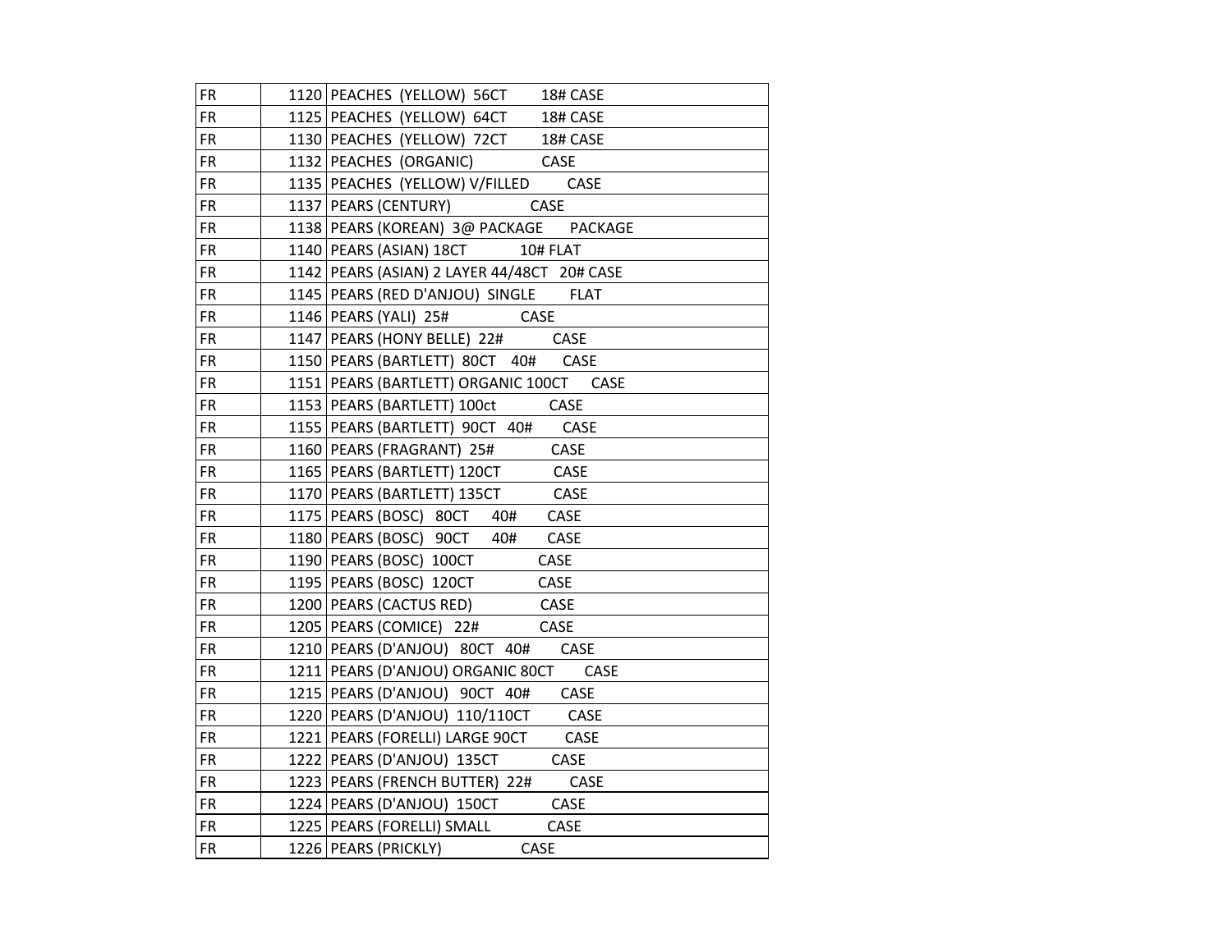| | | |
|---|---|---|
| FR | 1120 | PEACHES (YELLOW) 56CT 18# CASE |
| FR | 1125 | PEACHES (YELLOW) 64CT 18# CASE |
| FR | 1130 | PEACHES (YELLOW) 72CT 18# CASE |
| FR | 1132 | PEACHES (ORGANIC) CASE |
| FR | 1135 | PEACHES (YELLOW) V/FILLED CASE |
| FR | 1137 | PEARS (CENTURY) CASE |
| FR | 1138 | PEARS (KOREAN) 3@ PACKAGE PACKAGE |
| FR | 1140 | PEARS (ASIAN) 18CT 10# FLAT |
| FR | 1142 | PEARS (ASIAN) 2 LAYER 44/48CT 20# CASE |
| FR | 1145 | PEARS (RED D'ANJOU) SINGLE FLAT |
| FR | 1146 | PEARS (YALI) 25# CASE |
| FR | 1147 | PEARS (HONY BELLE) 22# CASE |
| FR | 1150 | PEARS (BARTLETT) 80CT 40# CASE |
| FR | 1151 | PEARS (BARTLETT) ORGANIC 100CT CASE |
| FR | 1153 | PEARS (BARTLETT) 100ct CASE |
| FR | 1155 | PEARS (BARTLETT) 90CT 40# CASE |
| FR | 1160 | PEARS (FRAGRANT) 25# CASE |
| FR | 1165 | PEARS (BARTLETT) 120CT CASE |
| FR | 1170 | PEARS (BARTLETT) 135CT CASE |
| FR | 1175 | PEARS (BOSC) 80CT 40# CASE |
| FR | 1180 | PEARS (BOSC) 90CT 40# CASE |
| FR | 1190 | PEARS (BOSC) 100CT CASE |
| FR | 1195 | PEARS (BOSC) 120CT CASE |
| FR | 1200 | PEARS (CACTUS RED) CASE |
| FR | 1205 | PEARS (COMICE) 22# CASE |
| FR | 1210 | PEARS (D'ANJOU) 80CT 40# CASE |
| FR | 1211 | PEARS (D'ANJOU) ORGANIC 80CT CASE |
| FR | 1215 | PEARS (D'ANJOU) 90CT 40# CASE |
| FR | 1220 | PEARS (D'ANJOU) 110/110CT CASE |
| FR | 1221 | PEARS (FORELLI) LARGE 90CT CASE |
| FR | 1222 | PEARS (D'ANJOU) 135CT CASE |
| FR | 1223 | PEARS (FRENCH BUTTER) 22# CASE |
| FR | 1224 | PEARS (D'ANJOU) 150CT CASE |
| FR | 1225 | PEARS (FORELLI) SMALL CASE |
| FR | 1226 | PEARS (PRICKLY) CASE |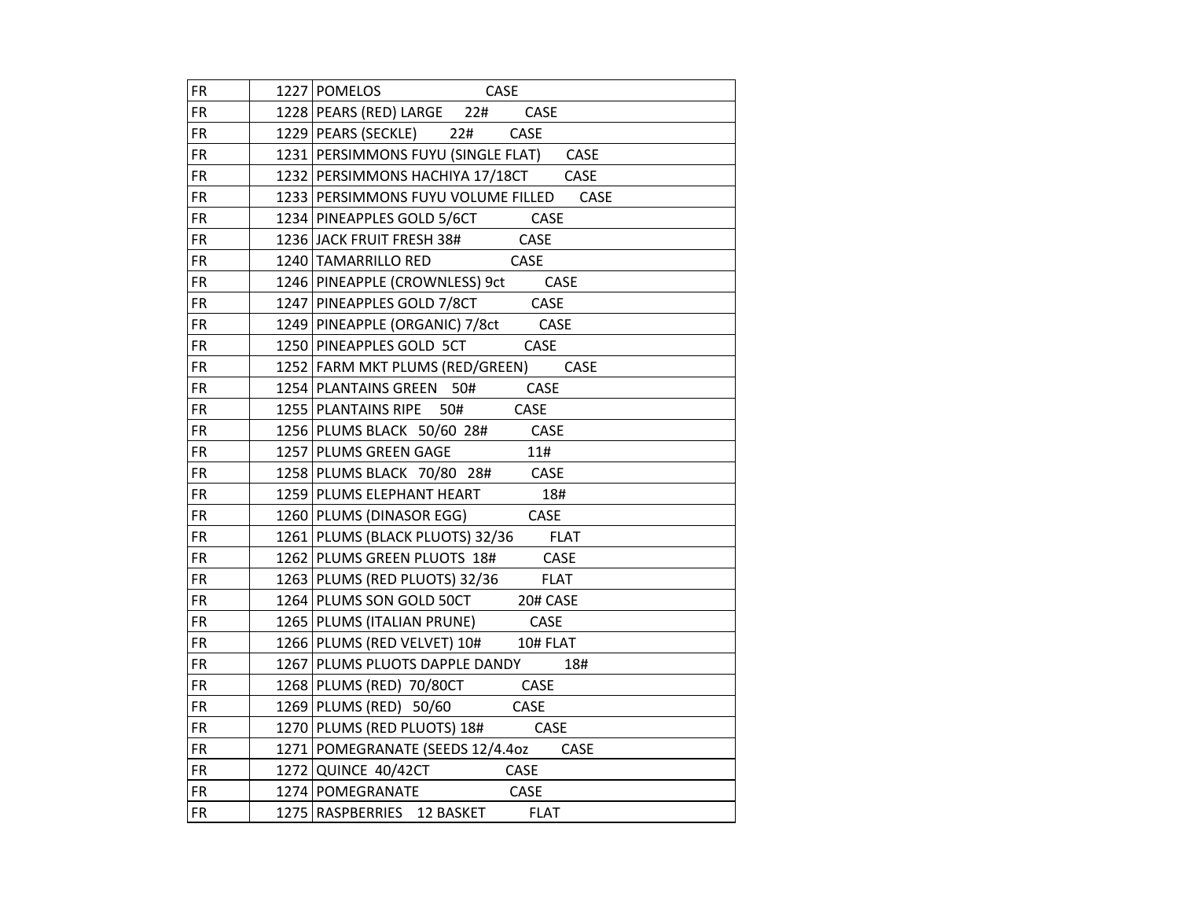| | | |
|---|---|---|
| FR | 1227 | POMELOS CASE |
| FR | 1228 | PEARS (RED) LARGE 22# CASE |
| FR | 1229 | PEARS (SECKLE) 22# CASE |
| FR | 1231 | PERSIMMONS FUYU (SINGLE FLAT) CASE |
| FR | 1232 | PERSIMMONS HACHIYA 17/18CT CASE |
| FR | 1233 | PERSIMMONS FUYU VOLUME FILLED CASE |
| FR | 1234 | PINEAPPLES GOLD 5/6CT CASE |
| FR | 1236 | JACK FRUIT FRESH 38# CASE |
| FR | 1240 | TAMARRILLO RED CASE |
| FR | 1246 | PINEAPPLE (CROWNLESS) 9ct CASE |
| FR | 1247 | PINEAPPLES GOLD 7/8CT CASE |
| FR | 1249 | PINEAPPLE (ORGANIC) 7/8ct CASE |
| FR | 1250 | PINEAPPLES GOLD 5CT CASE |
| FR | 1252 | FARM MKT PLUMS (RED/GREEN) CASE |
| FR | 1254 | PLANTAINS GREEN 50# CASE |
| FR | 1255 | PLANTAINS RIPE 50# CASE |
| FR | 1256 | PLUMS BLACK 50/60 28# CASE |
| FR | 1257 | PLUMS GREEN GAGE 11# |
| FR | 1258 | PLUMS BLACK 70/80 28# CASE |
| FR | 1259 | PLUMS ELEPHANT HEART 18# |
| FR | 1260 | PLUMS (DINASOR EGG) CASE |
| FR | 1261 | PLUMS (BLACK PLUOTS) 32/36 FLAT |
| FR | 1262 | PLUMS GREEN PLUOTS 18# CASE |
| FR | 1263 | PLUMS (RED PLUOTS) 32/36 FLAT |
| FR | 1264 | PLUMS SON GOLD 50CT 20# CASE |
| FR | 1265 | PLUMS (ITALIAN PRUNE) CASE |
| FR | 1266 | PLUMS (RED VELVET) 10# 10# FLAT |
| FR | 1267 | PLUMS PLUOTS DAPPLE DANDY 18# |
| FR | 1268 | PLUMS (RED) 70/80CT CASE |
| FR | 1269 | PLUMS (RED) 50/60 CASE |
| FR | 1270 | PLUMS (RED PLUOTS) 18# CASE |
| FR | 1271 | POMEGRANATE (SEEDS 12/4.4oz CASE |
| FR | 1272 | QUINCE 40/42CT CASE |
| FR | 1274 | POMEGRANATE CASE |
| FR | 1275 | RASPBERRIES 12 BASKET FLAT |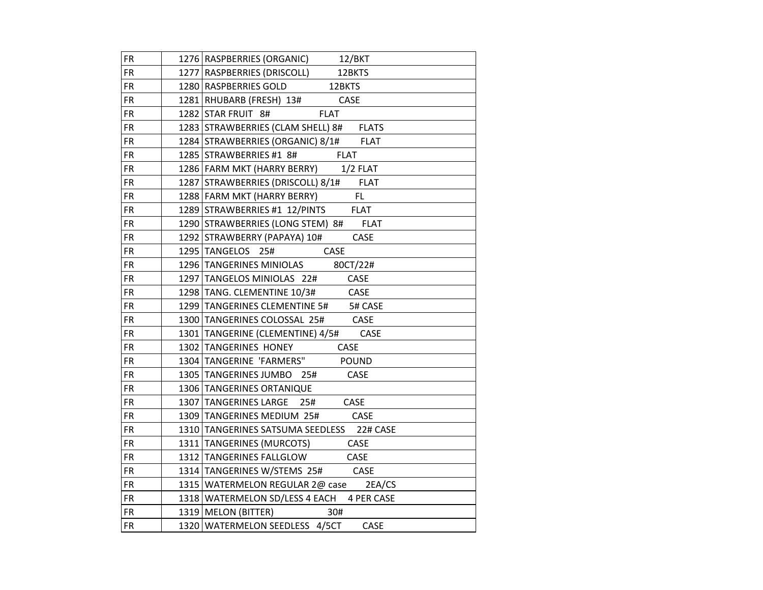| | | |
|---|---|---|
| FR | 1276 | RASPBERRIES (ORGANIC) 12/BKT |
| FR | 1277 | RASPBERRIES (DRISCOLL) 12BKTS |
| FR | 1280 | RASPBERRIES GOLD 12BKTS |
| FR | 1281 | RHUBARB (FRESH) 13# CASE |
| FR | 1282 | STAR FRUIT 8# FLAT |
| FR | 1283 | STRAWBERRIES (CLAM SHELL) 8# FLATS |
| FR | 1284 | STRAWBERRIES (ORGANIC) 8/1# FLAT |
| FR | 1285 | STRAWBERRIES #1 8# FLAT |
| FR | 1286 | FARM MKT (HARRY BERRY) 1/2 FLAT |
| FR | 1287 | STRAWBERRIES (DRISCOLL) 8/1# FLAT |
| FR | 1288 | FARM MKT (HARRY BERRY) FL |
| FR | 1289 | STRAWBERRIES #1 12/PINTS FLAT |
| FR | 1290 | STRAWBERRIES (LONG STEM) 8# FLAT |
| FR | 1292 | STRAWBERRY (PAPAYA) 10# CASE |
| FR | 1295 | TANGELOS 25# CASE |
| FR | 1296 | TANGERINES MINIOLAS 80CT/22# |
| FR | 1297 | TANGELOS MINIOLAS 22# CASE |
| FR | 1298 | TANG. CLEMENTINE 10/3# CASE |
| FR | 1299 | TANGERINES CLEMENTINE 5# 5# CASE |
| FR | 1300 | TANGERINES COLOSSAL 25# CASE |
| FR | 1301 | TANGERINE (CLEMENTINE) 4/5# CASE |
| FR | 1302 | TANGERINES HONEY CASE |
| FR | 1304 | TANGERINE 'FARMERS" POUND |
| FR | 1305 | TANGERINES JUMBO 25# CASE |
| FR | 1306 | TANGERINES ORTANIQUE |
| FR | 1307 | TANGERINES LARGE 25# CASE |
| FR | 1309 | TANGERINES MEDIUM 25# CASE |
| FR | 1310 | TANGERINES SATSUMA SEEDLESS 22# CASE |
| FR | 1311 | TANGERINES (MURCOTS) CASE |
| FR | 1312 | TANGERINES FALLGLOW CASE |
| FR | 1314 | TANGERINES W/STEMS 25# CASE |
| FR | 1315 | WATERMELON REGULAR 2@ case 2EA/CS |
| FR | 1318 | WATERMELON SD/LESS 4 EACH 4 PER CASE |
| FR | 1319 | MELON (BITTER) 30# |
| FR | 1320 | WATERMELON SEEDLESS 4/5CT CASE |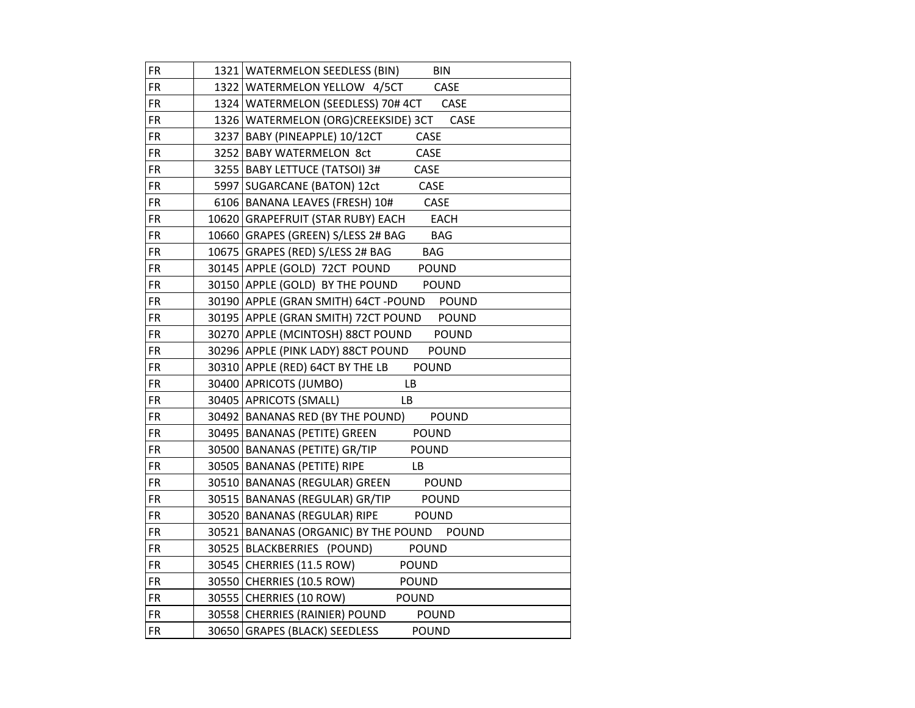| | | | |
|---|---|---|---|
| FR | 1321 | WATERMELON SEEDLESS (BIN) | BIN |
| FR | 1322 | WATERMELON YELLOW 4/5CT | CASE |
| FR | 1324 | WATERMELON (SEEDLESS) 70# 4CT | CASE |
| FR | 1326 | WATERMELON (ORG)CREEKSIDE) 3CT | CASE |
| FR | 3237 | BABY (PINEAPPLE) 10/12CT | CASE |
| FR | 3252 | BABY WATERMELON 8ct | CASE |
| FR | 3255 | BABY LETTUCE (TATSOI) 3# | CASE |
| FR | 5997 | SUGARCANE (BATON) 12ct | CASE |
| FR | 6106 | BANANA LEAVES (FRESH) 10# | CASE |
| FR | 10620 | GRAPEFRUIT (STAR RUBY) EACH | EACH |
| FR | 10660 | GRAPES (GREEN) S/LESS 2# BAG | BAG |
| FR | 10675 | GRAPES (RED) S/LESS 2# BAG | BAG |
| FR | 30145 | APPLE (GOLD) 72CT POUND | POUND |
| FR | 30150 | APPLE (GOLD) BY THE POUND | POUND |
| FR | 30190 | APPLE (GRAN SMITH) 64CT -POUND | POUND |
| FR | 30195 | APPLE (GRAN SMITH) 72CT POUND | POUND |
| FR | 30270 | APPLE (MCINTOSH) 88CT POUND | POUND |
| FR | 30296 | APPLE (PINK LADY) 88CT POUND | POUND |
| FR | 30310 | APPLE (RED) 64CT BY THE LB | POUND |
| FR | 30400 | APRICOTS (JUMBO) | LB |
| FR | 30405 | APRICOTS (SMALL) | LB |
| FR | 30492 | BANANAS RED (BY THE POUND) | POUND |
| FR | 30495 | BANANAS (PETITE) GREEN | POUND |
| FR | 30500 | BANANAS (PETITE) GR/TIP | POUND |
| FR | 30505 | BANANAS (PETITE) RIPE | LB |
| FR | 30510 | BANANAS (REGULAR) GREEN | POUND |
| FR | 30515 | BANANAS (REGULAR) GR/TIP | POUND |
| FR | 30520 | BANANAS (REGULAR) RIPE | POUND |
| FR | 30521 | BANANAS (ORGANIC) BY THE POUND | POUND |
| FR | 30525 | BLACKBERRIES (POUND) | POUND |
| FR | 30545 | CHERRIES (11.5 ROW) | POUND |
| FR | 30550 | CHERRIES (10.5 ROW) | POUND |
| FR | 30555 | CHERRIES (10 ROW) | POUND |
| FR | 30558 | CHERRIES (RAINIER) POUND | POUND |
| FR | 30650 | GRAPES (BLACK) SEEDLESS | POUND |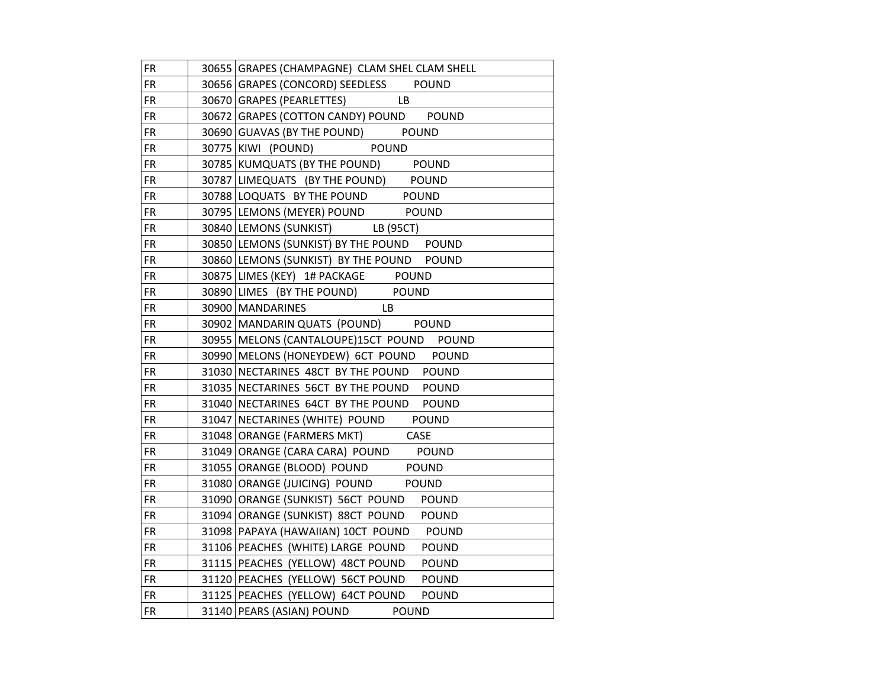| | | |
|---|---|---|
| FR | 30655 | GRAPES (CHAMPAGNE) CLAM SHEL CLAM SHELL |
| FR | 30656 | GRAPES (CONCORD) SEEDLESS POUND |
| FR | 30670 | GRAPES (PEARLETTES) LB |
| FR | 30672 | GRAPES (COTTON CANDY) POUND POUND |
| FR | 30690 | GUAVAS (BY THE POUND) POUND |
| FR | 30775 | KIWI (POUND) POUND |
| FR | 30785 | KUMQUATS (BY THE POUND) POUND |
| FR | 30787 | LIMEQUATS (BY THE POUND) POUND |
| FR | 30788 | LOQUATS BY THE POUND POUND |
| FR | 30795 | LEMONS (MEYER) POUND POUND |
| FR | 30840 | LEMONS (SUNKIST) LB (95CT) |
| FR | 30850 | LEMONS (SUNKIST) BY THE POUND POUND |
| FR | 30860 | LEMONS (SUNKIST) BY THE POUND POUND |
| FR | 30875 | LIMES (KEY) 1# PACKAGE POUND |
| FR | 30890 | LIMES (BY THE POUND) POUND |
| FR | 30900 | MANDARINES LB |
| FR | 30902 | MANDARIN QUATS (POUND) POUND |
| FR | 30955 | MELONS (CANTALOUPE)15CT POUND POUND |
| FR | 30990 | MELONS (HONEYDEW) 6CT POUND POUND |
| FR | 31030 | NECTARINES 48CT BY THE POUND POUND |
| FR | 31035 | NECTARINES 56CT BY THE POUND POUND |
| FR | 31040 | NECTARINES 64CT BY THE POUND POUND |
| FR | 31047 | NECTARINES (WHITE) POUND POUND |
| FR | 31048 | ORANGE (FARMERS MKT) CASE |
| FR | 31049 | ORANGE (CARA CARA) POUND POUND |
| FR | 31055 | ORANGE (BLOOD) POUND POUND |
| FR | 31080 | ORANGE (JUICING) POUND POUND |
| FR | 31090 | ORANGE (SUNKIST) 56CT POUND POUND |
| FR | 31094 | ORANGE (SUNKIST) 88CT POUND POUND |
| FR | 31098 | PAPAYA (HAWAIIAN) 10CT POUND POUND |
| FR | 31106 | PEACHES (WHITE) LARGE POUND POUND |
| FR | 31115 | PEACHES (YELLOW) 48CT POUND POUND |
| FR | 31120 | PEACHES (YELLOW) 56CT POUND POUND |
| FR | 31125 | PEACHES (YELLOW) 64CT POUND POUND |
| FR | 31140 | PEARS (ASIAN) POUND POUND |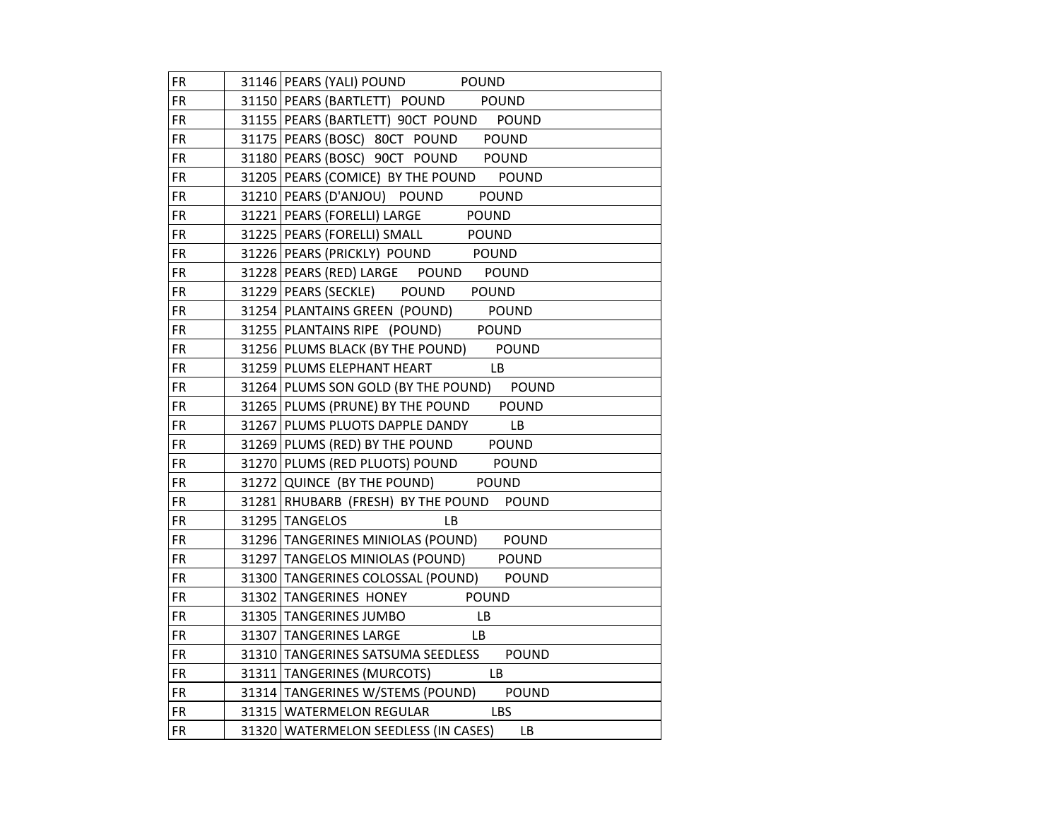| FR | 31146 | PEARS (YALI) POUND POUND |
|---|---|---|
| FR | 31150 | PEARS (BARTLETT) POUND POUND |
| FR | 31155 | PEARS (BARTLETT) 90CT POUND POUND |
| FR | 31175 | PEARS (BOSC) 80CT POUND POUND |
| FR | 31180 | PEARS (BOSC) 90CT POUND POUND |
| FR | 31205 | PEARS (COMICE) BY THE POUND POUND |
| FR | 31210 | PEARS (D'ANJOU) POUND POUND |
| FR | 31221 | PEARS (FORELLI) LARGE POUND |
| FR | 31225 | PEARS (FORELLI) SMALL POUND |
| FR | 31226 | PEARS (PRICKLY) POUND POUND |
| FR | 31228 | PEARS (RED) LARGE POUND POUND |
| FR | 31229 | PEARS (SECKLE) POUND POUND |
| FR | 31254 | PLANTAINS GREEN (POUND) POUND |
| FR | 31255 | PLANTAINS RIPE (POUND) POUND |
| FR | 31256 | PLUMS BLACK (BY THE POUND) POUND |
| FR | 31259 | PLUMS ELEPHANT HEART LB |
| FR | 31264 | PLUMS SON GOLD (BY THE POUND) POUND |
| FR | 31265 | PLUMS (PRUNE) BY THE POUND POUND |
| FR | 31267 | PLUMS PLUOTS DAPPLE DANDY LB |
| FR | 31269 | PLUMS (RED) BY THE POUND POUND |
| FR | 31270 | PLUMS (RED PLUOTS) POUND POUND |
| FR | 31272 | QUINCE (BY THE POUND) POUND |
| FR | 31281 | RHUBARB (FRESH) BY THE POUND POUND |
| FR | 31295 | TANGELOS LB |
| FR | 31296 | TANGERINES MINIOLAS (POUND) POUND |
| FR | 31297 | TANGELOS MINIOLAS (POUND) POUND |
| FR | 31300 | TANGERINES COLOSSAL (POUND) POUND |
| FR | 31302 | TANGERINES HONEY POUND |
| FR | 31305 | TANGERINES JUMBO LB |
| FR | 31307 | TANGERINES LARGE LB |
| FR | 31310 | TANGERINES SATSUMA SEEDLESS POUND |
| FR | 31311 | TANGERINES (MURCOTS) LB |
| FR | 31314 | TANGERINES W/STEMS (POUND) POUND |
| FR | 31315 | WATERMELON REGULAR LBS |
| FR | 31320 | WATERMELON SEEDLESS (IN CASES) LB |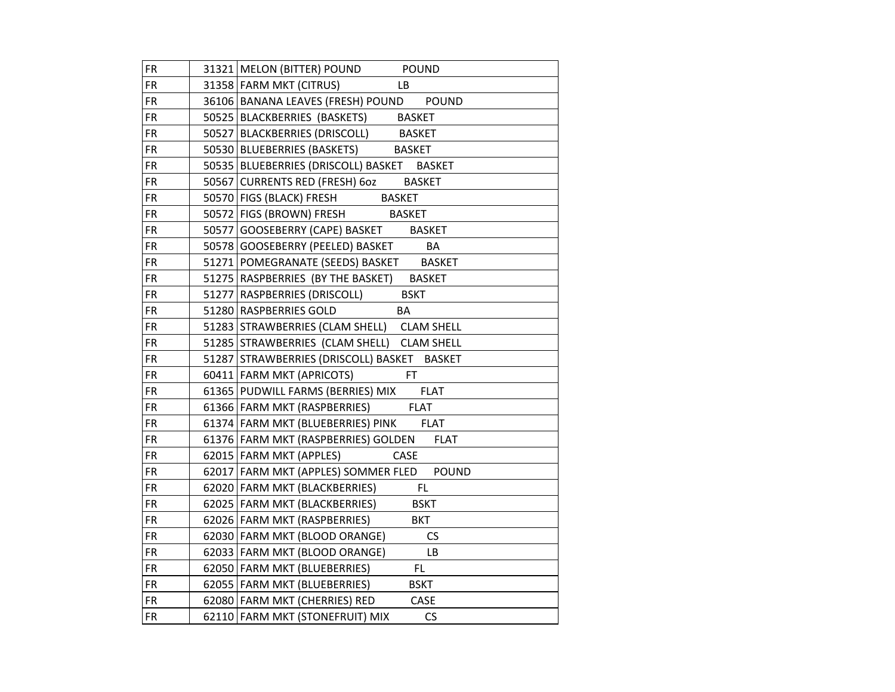| | | |
|---|---|---|
| FR | 31321 | MELON (BITTER) POUND POUND |
| FR | 31358 | FARM MKT (CITRUS) LB |
| FR | 36106 | BANANA LEAVES (FRESH) POUND POUND |
| FR | 50525 | BLACKBERRIES (BASKETS) BASKET |
| FR | 50527 | BLACKBERRIES (DRISCOLL) BASKET |
| FR | 50530 | BLUEBERRIES (BASKETS) BASKET |
| FR | 50535 | BLUEBERRIES (DRISCOLL) BASKET BASKET |
| FR | 50567 | CURRENTS RED (FRESH) 6oz BASKET |
| FR | 50570 | FIGS (BLACK) FRESH BASKET |
| FR | 50572 | FIGS (BROWN) FRESH BASKET |
| FR | 50577 | GOOSEBERRY (CAPE) BASKET BASKET |
| FR | 50578 | GOOSEBERRY (PEELED) BASKET BA |
| FR | 51271 | POMEGRANATE (SEEDS) BASKET BASKET |
| FR | 51275 | RASPBERRIES (BY THE BASKET) BASKET |
| FR | 51277 | RASPBERRIES (DRISCOLL) BSKT |
| FR | 51280 | RASPBERRIES GOLD BA |
| FR | 51283 | STRAWBERRIES (CLAM SHELL) CLAM SHELL |
| FR | 51285 | STRAWBERRIES (CLAM SHELL) CLAM SHELL |
| FR | 51287 | STRAWBERRIES (DRISCOLL) BASKET BASKET |
| FR | 60411 | FARM MKT (APRICOTS) FT |
| FR | 61365 | PUDWILL FARMS (BERRIES) MIX FLAT |
| FR | 61366 | FARM MKT (RASPBERRIES) FLAT |
| FR | 61374 | FARM MKT (BLUEBERRIES) PINK FLAT |
| FR | 61376 | FARM MKT (RASPBERRIES) GOLDEN FLAT |
| FR | 62015 | FARM MKT (APPLES) CASE |
| FR | 62017 | FARM MKT (APPLES) SOMMER FLED POUND |
| FR | 62020 | FARM MKT (BLACKBERRIES) FL |
| FR | 62025 | FARM MKT (BLACKBERRIES) BSKT |
| FR | 62026 | FARM MKT (RASPBERRIES) BKT |
| FR | 62030 | FARM MKT (BLOOD ORANGE) CS |
| FR | 62033 | FARM MKT (BLOOD ORANGE) LB |
| FR | 62050 | FARM MKT (BLUEBERRIES) FL |
| FR | 62055 | FARM MKT (BLUEBERRIES) BSKT |
| FR | 62080 | FARM MKT (CHERRIES) RED CASE |
| FR | 62110 | FARM MKT (STONEFRUIT) MIX CS |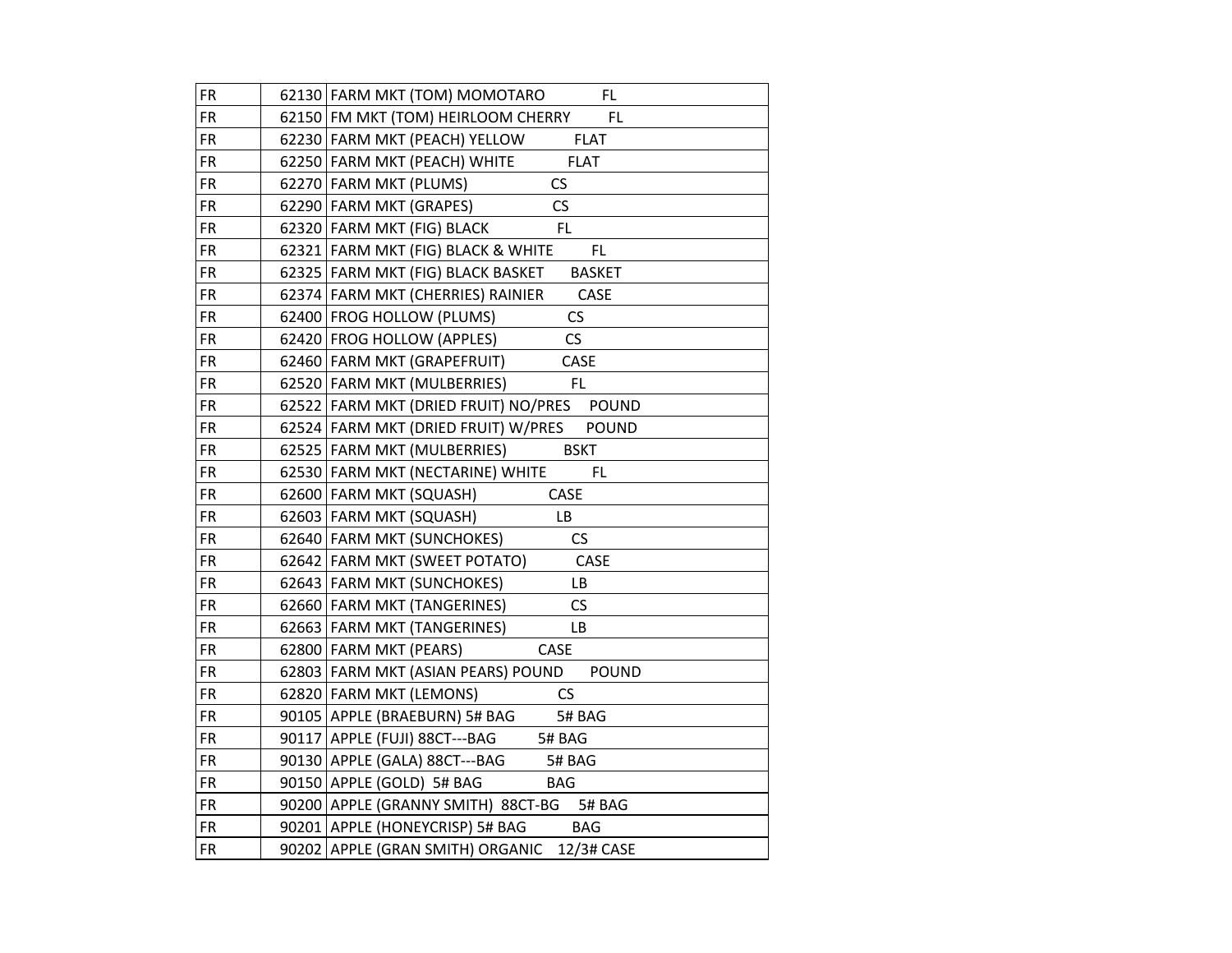| FR | 62130 | FARM MKT (TOM) MOMOTARO FL |
|---|---|---|
| FR | 62150 | FM MKT (TOM) HEIRLOOM CHERRY FL |
| FR | 62230 | FARM MKT (PEACH) YELLOW FLAT |
| FR | 62250 | FARM MKT (PEACH) WHITE FLAT |
| FR | 62270 | FARM MKT (PLUMS) CS |
| FR | 62290 | FARM MKT (GRAPES) CS |
| FR | 62320 | FARM MKT (FIG) BLACK FL |
| FR | 62321 | FARM MKT (FIG) BLACK & WHITE FL |
| FR | 62325 | FARM MKT (FIG) BLACK BASKET BASKET |
| FR | 62374 | FARM MKT (CHERRIES) RAINIER CASE |
| FR | 62400 | FROG HOLLOW (PLUMS) CS |
| FR | 62420 | FROG HOLLOW (APPLES) CS |
| FR | 62460 | FARM MKT (GRAPEFRUIT) CASE |
| FR | 62520 | FARM MKT (MULBERRIES) FL |
| FR | 62522 | FARM MKT (DRIED FRUIT) NO/PRES POUND |
| FR | 62524 | FARM MKT (DRIED FRUIT) W/PRES POUND |
| FR | 62525 | FARM MKT (MULBERRIES) BSKT |
| FR | 62530 | FARM MKT (NECTARINE) WHITE FL |
| FR | 62600 | FARM MKT (SQUASH) CASE |
| FR | 62603 | FARM MKT (SQUASH) LB |
| FR | 62640 | FARM MKT (SUNCHOKES) CS |
| FR | 62642 | FARM MKT (SWEET POTATO) CASE |
| FR | 62643 | FARM MKT (SUNCHOKES) LB |
| FR | 62660 | FARM MKT (TANGERINES) CS |
| FR | 62663 | FARM MKT (TANGERINES) LB |
| FR | 62800 | FARM MKT (PEARS) CASE |
| FR | 62803 | FARM MKT (ASIAN PEARS) POUND POUND |
| FR | 62820 | FARM MKT (LEMONS) CS |
| FR | 90105 | APPLE (BRAEBURN) 5# BAG 5# BAG |
| FR | 90117 | APPLE (FUJI) 88CT---BAG 5# BAG |
| FR | 90130 | APPLE (GALA) 88CT---BAG 5# BAG |
| FR | 90150 | APPLE (GOLD) 5# BAG BAG |
| FR | 90200 | APPLE (GRANNY SMITH) 88CT-BG 5# BAG |
| FR | 90201 | APPLE (HONEYCRISP) 5# BAG BAG |
| FR | 90202 | APPLE (GRAN SMITH) ORGANIC 12/3# CASE |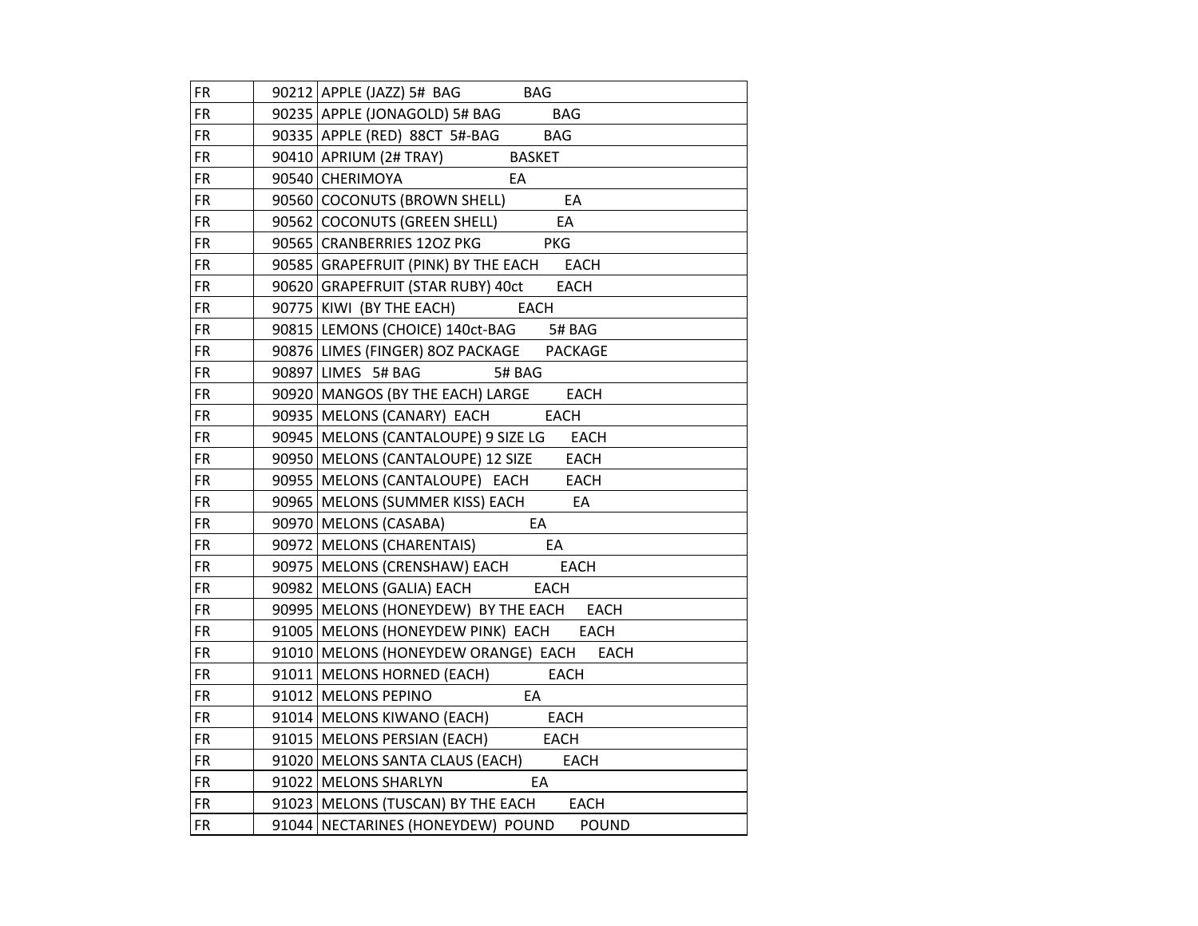| | | |
|---|---|---|
| FR | 90212 | APPLE (JAZZ) 5# BAG BAG |
| FR | 90235 | APPLE (JONAGOLD) 5# BAG BAG |
| FR | 90335 | APPLE (RED) 88CT 5#-BAG BAG |
| FR | 90410 | APRIUM (2# TRAY) BASKET |
| FR | 90540 | CHERIMOYA EA |
| FR | 90560 | COCONUTS (BROWN SHELL) EA |
| FR | 90562 | COCONUTS (GREEN SHELL) EA |
| FR | 90565 | CRANBERRIES 12OZ PKG PKG |
| FR | 90585 | GRAPEFRUIT (PINK) BY THE EACH EACH |
| FR | 90620 | GRAPEFRUIT (STAR RUBY) 40ct EACH |
| FR | 90775 | KIWI (BY THE EACH) EACH |
| FR | 90815 | LEMONS (CHOICE) 140ct-BAG 5# BAG |
| FR | 90876 | LIMES (FINGER) 8OZ PACKAGE PACKAGE |
| FR | 90897 | LIMES 5# BAG 5# BAG |
| FR | 90920 | MANGOS (BY THE EACH) LARGE EACH |
| FR | 90935 | MELONS (CANARY) EACH EACH |
| FR | 90945 | MELONS (CANTALOUPE) 9 SIZE LG EACH |
| FR | 90950 | MELONS (CANTALOUPE) 12 SIZE EACH |
| FR | 90955 | MELONS (CANTALOUPE) EACH EACH |
| FR | 90965 | MELONS (SUMMER KISS) EACH EA |
| FR | 90970 | MELONS (CASABA) EA |
| FR | 90972 | MELONS (CHARENTAIS) EA |
| FR | 90975 | MELONS (CRENSHAW) EACH EACH |
| FR | 90982 | MELONS (GALIA) EACH EACH |
| FR | 90995 | MELONS (HONEYDEW) BY THE EACH EACH |
| FR | 91005 | MELONS (HONEYDEW PINK) EACH EACH |
| FR | 91010 | MELONS (HONEYDEW ORANGE) EACH EACH |
| FR | 91011 | MELONS HORNED (EACH) EACH |
| FR | 91012 | MELONS PEPINO EA |
| FR | 91014 | MELONS KIWANO (EACH) EACH |
| FR | 91015 | MELONS PERSIAN (EACH) EACH |
| FR | 91020 | MELONS SANTA CLAUS (EACH) EACH |
| FR | 91022 | MELONS SHARLYN EA |
| FR | 91023 | MELONS (TUSCAN) BY THE EACH EACH |
| FR | 91044 | NECTARINES (HONEYDEW) POUND POUND |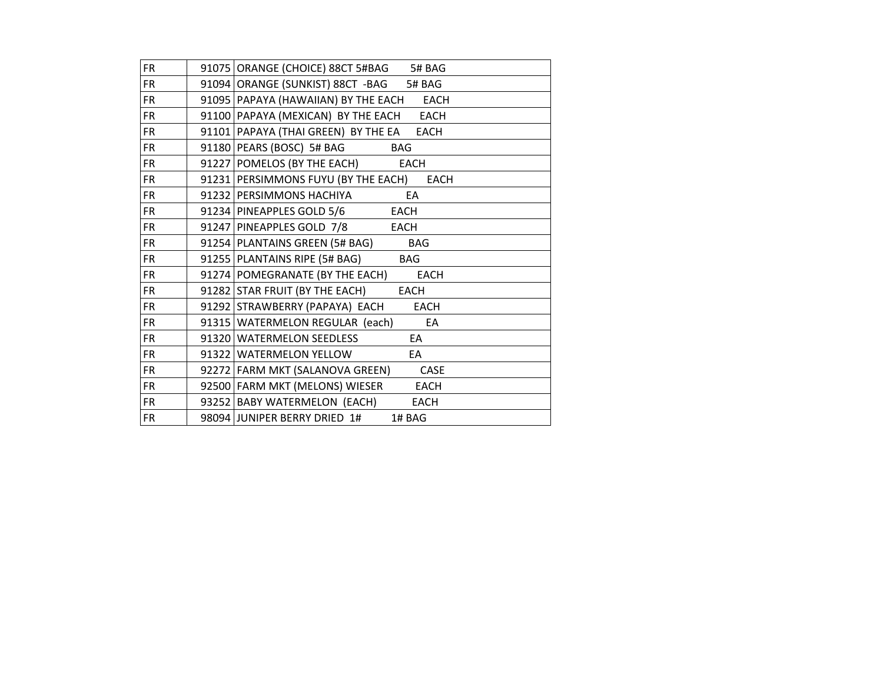| | | |
|---|---|---|
| FR | 91075 | ORANGE (CHOICE) 88CT 5#BAG 5# BAG |
| FR | 91094 | ORANGE (SUNKIST) 88CT -BAG 5# BAG |
| FR | 91095 | PAPAYA (HAWAIIAN) BY THE EACH EACH |
| FR | 91100 | PAPAYA (MEXICAN) BY THE EACH EACH |
| FR | 91101 | PAPAYA (THAI GREEN) BY THE EA EACH |
| FR | 91180 | PEARS (BOSC) 5# BAG BAG |
| FR | 91227 | POMELOS (BY THE EACH) EACH |
| FR | 91231 | PERSIMMONS FUYU (BY THE EACH) EACH |
| FR | 91232 | PERSIMMONS HACHIYA EA |
| FR | 91234 | PINEAPPLES GOLD 5/6 EACH |
| FR | 91247 | PINEAPPLES GOLD 7/8 EACH |
| FR | 91254 | PLANTAINS GREEN (5# BAG) BAG |
| FR | 91255 | PLANTAINS RIPE (5# BAG) BAG |
| FR | 91274 | POMEGRANATE (BY THE EACH) EACH |
| FR | 91282 | STAR FRUIT (BY THE EACH) EACH |
| FR | 91292 | STRAWBERRY (PAPAYA) EACH EACH |
| FR | 91315 | WATERMELON REGULAR (each) EA |
| FR | 91320 | WATERMELON SEEDLESS EA |
| FR | 91322 | WATERMELON YELLOW EA |
| FR | 92272 | FARM MKT (SALANOVA GREEN) CASE |
| FR | 92500 | FARM MKT (MELONS) WIESER EACH |
| FR | 93252 | BABY WATERMELON (EACH) EACH |
| FR | 98094 | JUNIPER BERRY DRIED 1# 1# BAG |